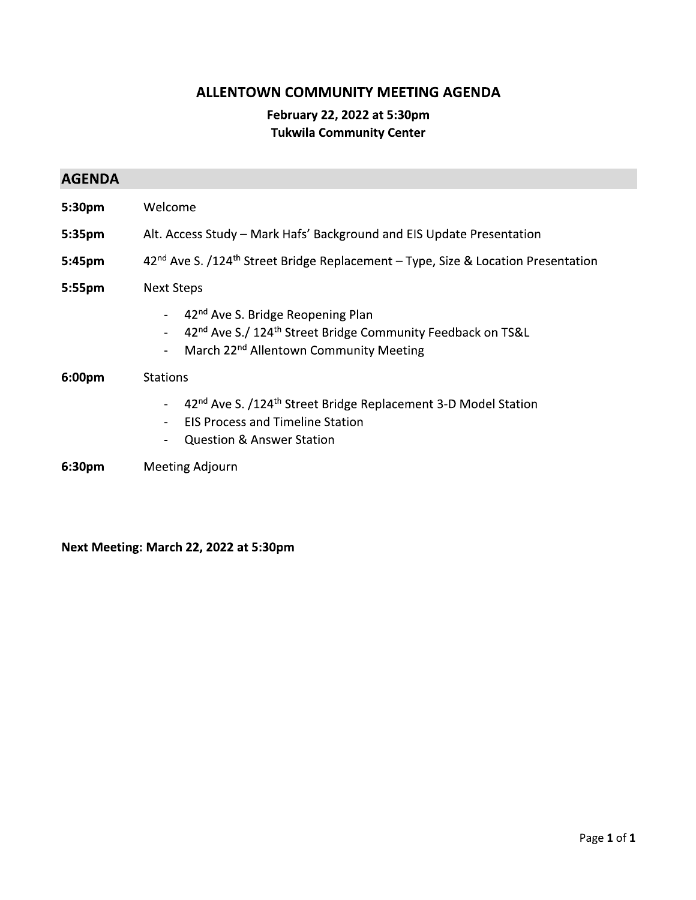# ALLENTOWN COMMUNITY MEETING AGENDA

**February 22, 2022 at 5:30pm**
**Tukwila Community Center**

## AGENDA

**5:30pm** Welcome

**5:35pm** Alt. Access Study – Mark Hafs' Background and EIS Update Presentation

**5:45pm** $42^{nd}$ Ave S. /$124^{th}$ Street Bridge Replacement – Type, Size & Location Presentation

**5:55pm** Next Steps

- $42^{nd}$ Ave S. Bridge Reopening Plan
- $42^{nd}$ Ave S./ $124^{th}$ Street Bridge Community Feedback on TS&L
- March $22^{nd}$ Allentown Community Meeting

**6:00pm** Stations

- $42^{nd}$ Ave S. /$124^{th}$ Street Bridge Replacement 3-D Model Station
- EIS Process and Timeline Station
- Question & Answer Station

**6:30pm** Meeting Adjourn

**Next Meeting: March 22, 2022 at 5:30pm**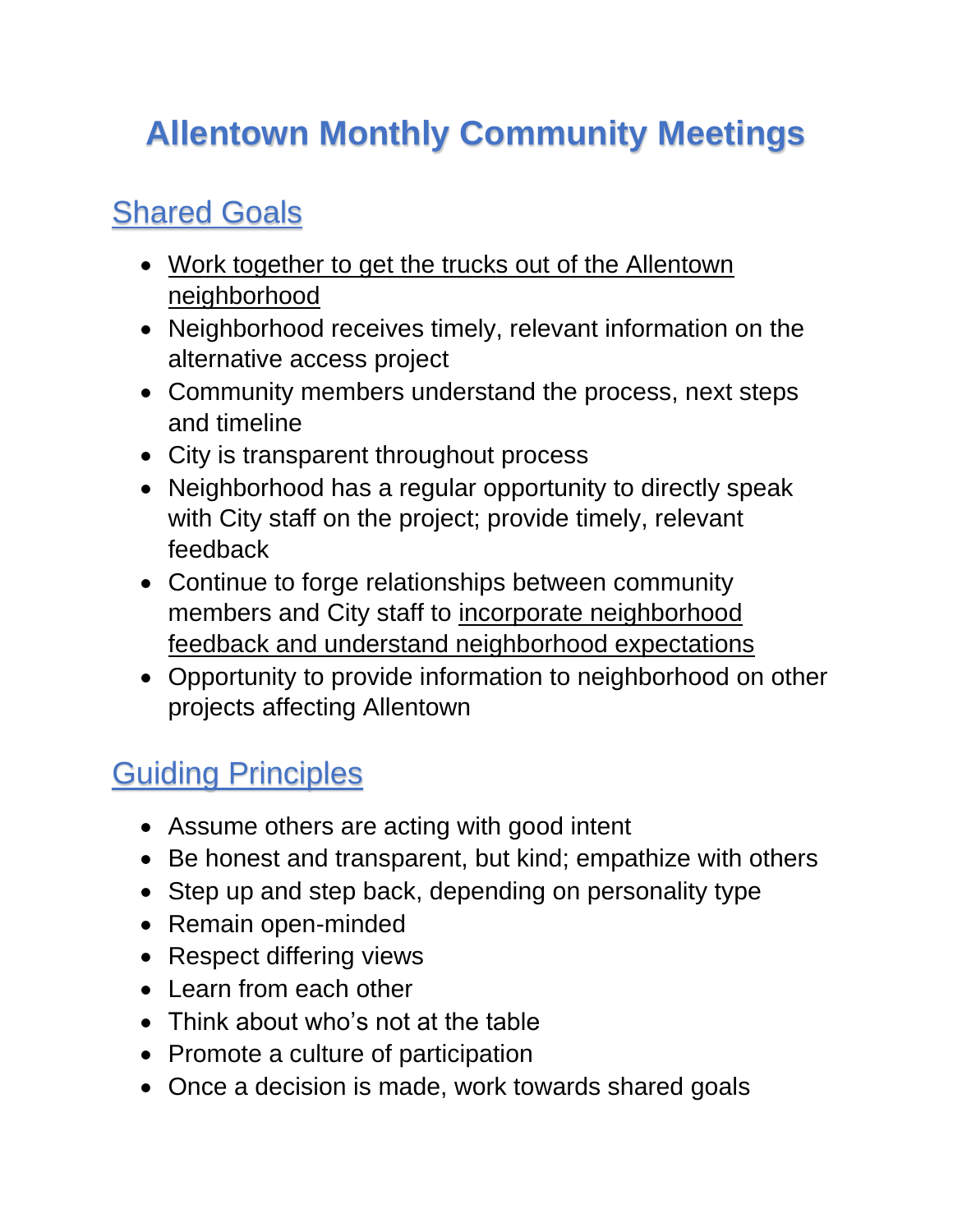# Allentown Monthly Community Meetings

## Shared Goals

- <u>Work together to get the trucks out of the Allentown neighborhood</u>
- Neighborhood receives timely, relevant information on the alternative access project
- Community members understand the process, next steps and timeline
- City is transparent throughout process
- Neighborhood has a regular opportunity to directly speak with City staff on the project; provide timely, relevant feedback
- Continue to forge relationships between community members and City staff to <u>incorporate neighborhood feedback and understand neighborhood expectations</u>
- Opportunity to provide information to neighborhood on other projects affecting Allentown

## Guiding Principles

- Assume others are acting with good intent
- Be honest and transparent, but kind; empathize with others
- Step up and step back, depending on personality type
- Remain open-minded
- Respect differing views
- Learn from each other
- Think about who's not at the table
- Promote a culture of participation
- Once a decision is made, work towards shared goals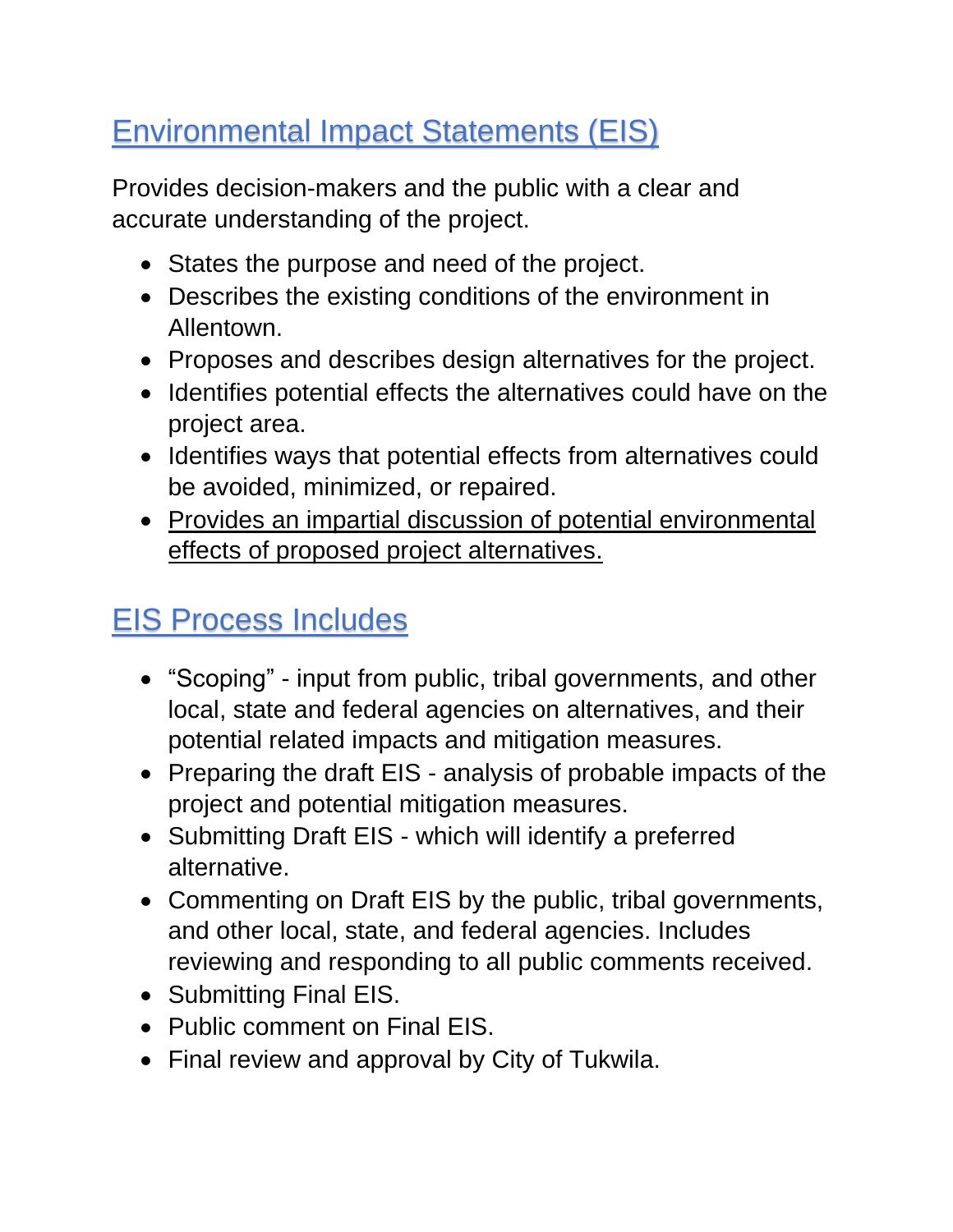## Environmental Impact Statements (EIS)

Provides decision-makers and the public with a clear and accurate understanding of the project.

- States the purpose and need of the project.
- Describes the existing conditions of the environment in Allentown.
- Proposes and describes design alternatives for the project.
- Identifies potential effects the alternatives could have on the project area.
- Identifies ways that potential effects from alternatives could be avoided, minimized, or repaired.
- <u>Provides an impartial discussion of potential environmental effects of proposed project alternatives.</u>

## EIS Process Includes

- "Scoping" - input from public, tribal governments, and other local, state and federal agencies on alternatives, and their potential related impacts and mitigation measures.
- Preparing the draft EIS - analysis of probable impacts of the project and potential mitigation measures.
- Submitting Draft EIS - which will identify a preferred alternative.
- Commenting on Draft EIS by the public, tribal governments, and other local, state, and federal agencies. Includes reviewing and responding to all public comments received.
- Submitting Final EIS.
- Public comment on Final EIS.
- Final review and approval by City of Tukwila.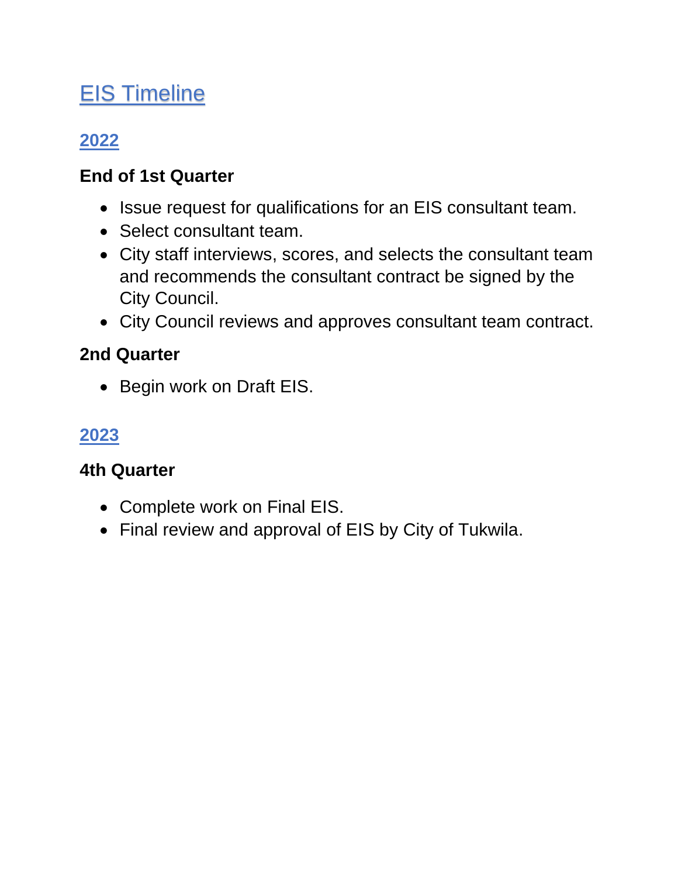# EIS Timeline

## 2022

### End of 1st Quarter

- Issue request for qualifications for an EIS consultant team.
- Select consultant team.
- City staff interviews, scores, and selects the consultant team and recommends the consultant contract be signed by the City Council.
- City Council reviews and approves consultant team contract.

### 2nd Quarter

- Begin work on Draft EIS.

## 2023

### 4th Quarter

- Complete work on Final EIS.
- Final review and approval of EIS by City of Tukwila.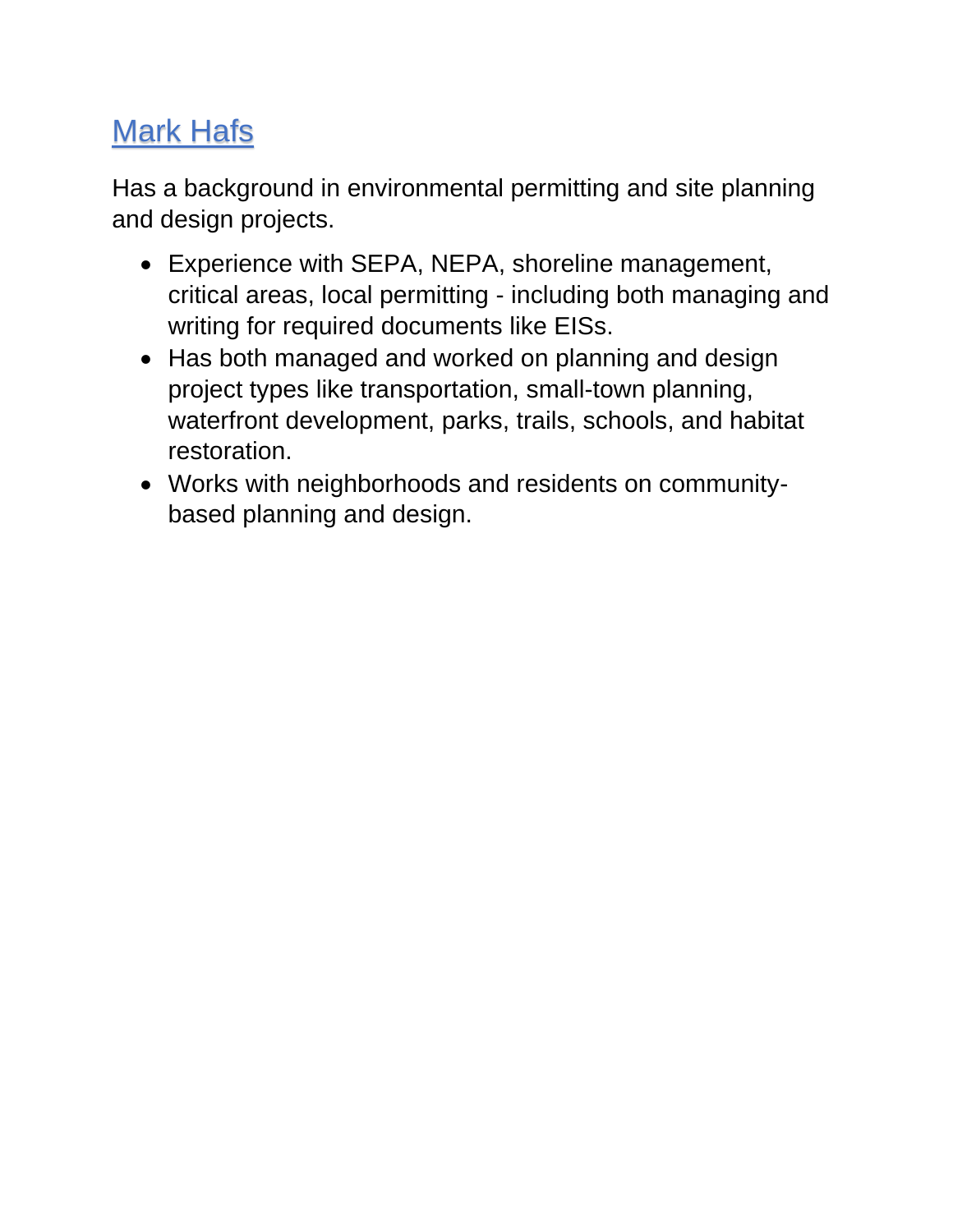## Mark Hafs

Has a background in environmental permitting and site planning and design projects.

- Experience with SEPA, NEPA, shoreline management, critical areas, local permitting - including both managing and writing for required documents like EISs.
- Has both managed and worked on planning and design project types like transportation, small-town planning, waterfront development, parks, trails, schools, and habitat restoration.
- Works with neighborhoods and residents on community-based planning and design.